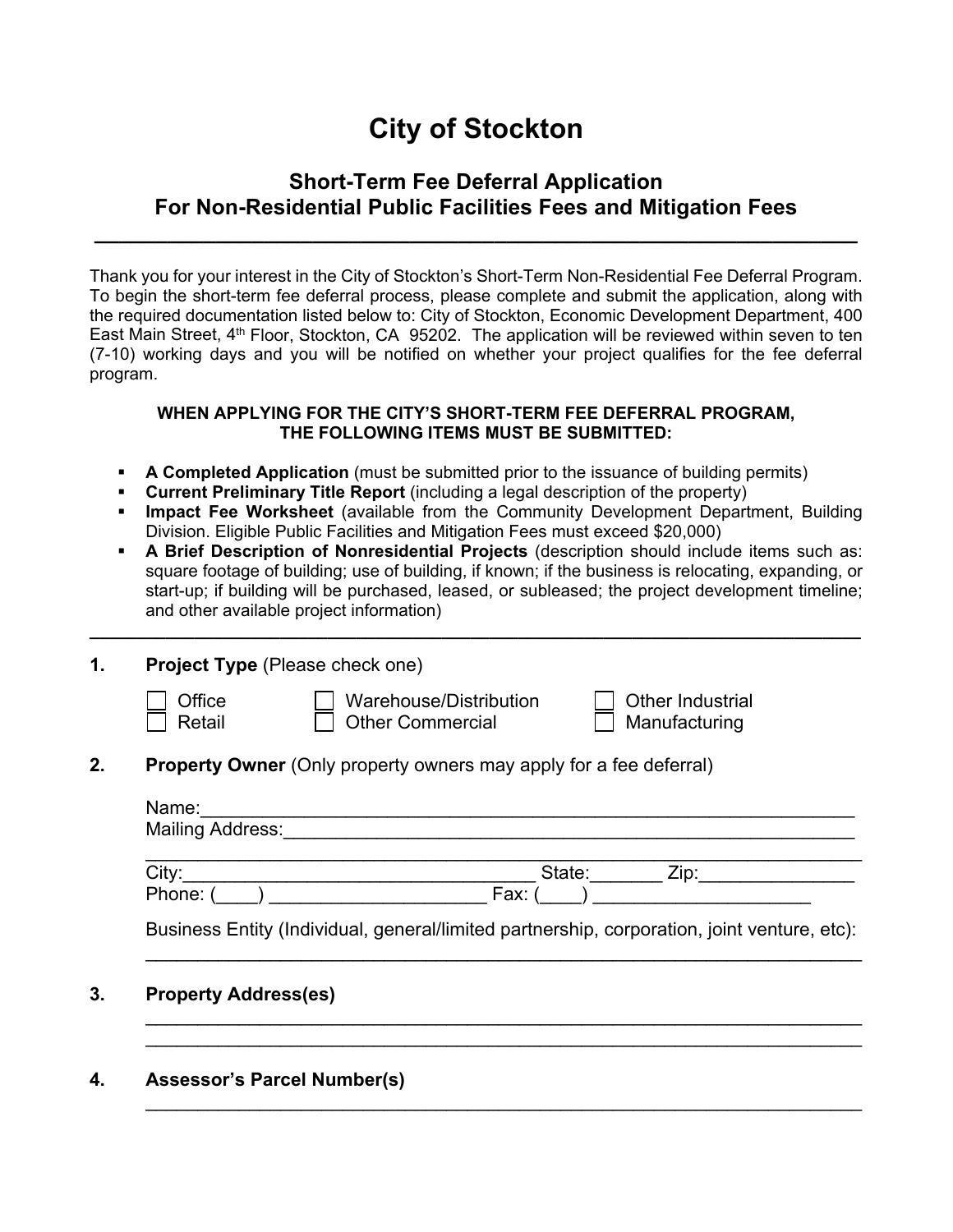# City of Stockton

## Short-Term Fee Deferral Application
## For Non-Residential Public Facilities Fees and Mitigation Fees

---

Thank you for your interest in the City of Stockton's Short-Term Non-Residential Fee Deferral Program. To begin the short-term fee deferral process, please complete and submit the application, along with the required documentation listed below to: City of Stockton, Economic Development Department, 400 East Main Street, 4th Floor, Stockton, CA 95202. The application will be reviewed within seven to ten (7-10) working days and you will be notified on whether your project qualifies for the fee deferral program.

**WHEN APPLYING FOR THE CITY'S SHORT-TERM FEE DEFERRAL PROGRAM, THE FOLLOWING ITEMS MUST BE SUBMITTED:**

- **A Completed Application** (must be submitted prior to the issuance of building permits)
- **Current Preliminary Title Report** (including a legal description of the property)
- **Impact Fee Worksheet** (available from the Community Development Department, Building Division. Eligible Public Facilities and Mitigation Fees must exceed $20,000)
- **A Brief Description of Nonresidential Projects** (description should include items such as: square footage of building; use of building, if known; if the business is relocating, expanding, or start-up; if building will be purchased, leased, or subleased; the project development timeline; and other available project information)

---

**1. Project Type** (Please check one)

☐ Office ☐ Warehouse/Distribution ☐ Other Industrial
☐ Retail ☐ Other Commercial ☐ Manufacturing

**2. Property Owner** (Only property owners may apply for a fee deferral)

Name:______________________________________________________________
Mailing Address:_______________________________________________________
______________________________________________________________________
City:__________________________________ State:_______ Zip:_______________
Phone: (____) ______________________ Fax: (____) ______________________

Business Entity (Individual, general/limited partnership, corporation, joint venture, etc):
______________________________________________________________________

**3. Property Address(es)**

______________________________________________________________________
______________________________________________________________________

**4. Assessor's Parcel Number(s)**

______________________________________________________________________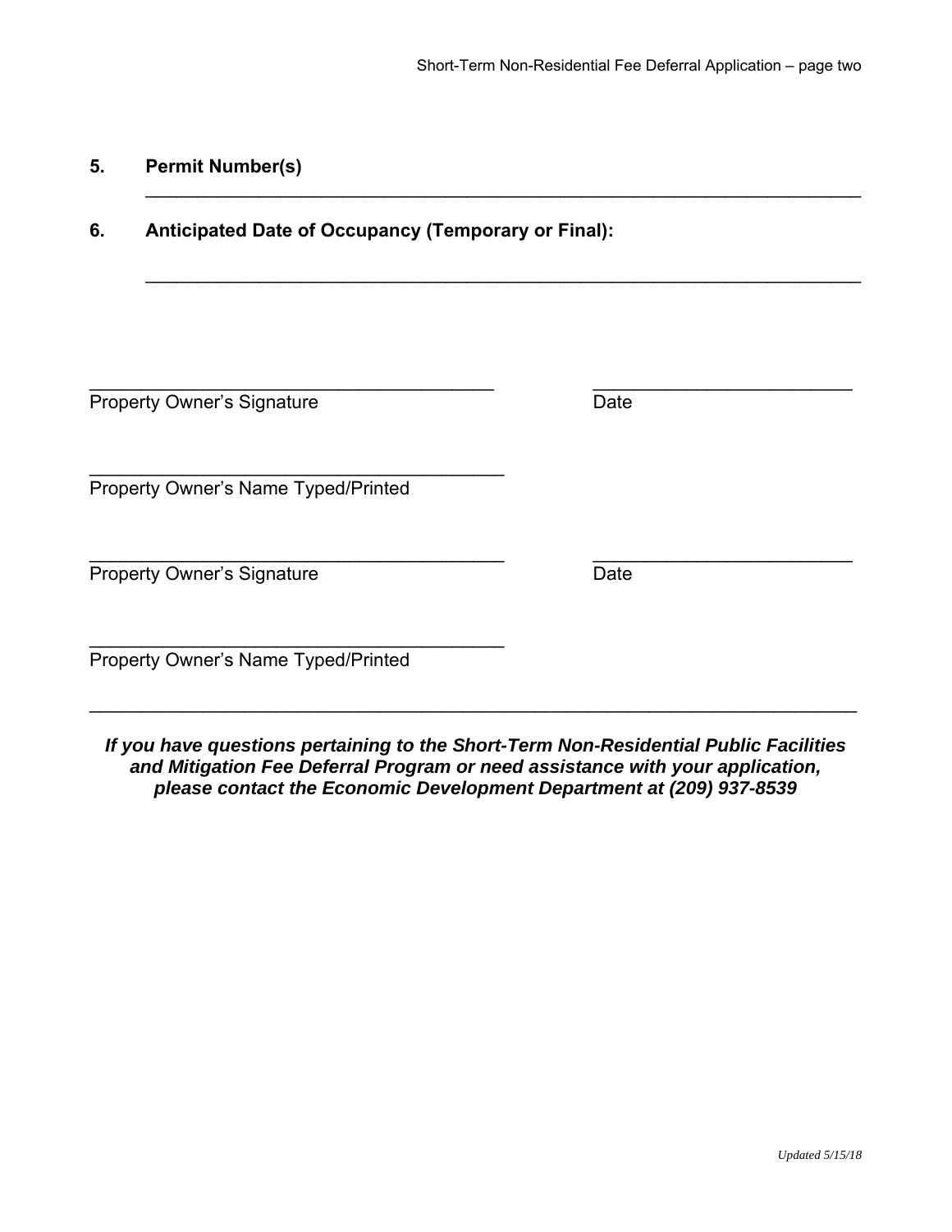**5. Permit Number(s)**

\_\_\_\_\_\_\_\_\_\_\_\_\_\_\_\_\_\_\_\_\_\_\_\_\_\_\_\_\_\_\_\_\_\_\_\_\_\_\_\_\_\_\_\_\_\_\_\_\_\_\_\_\_\_\_\_\_\_\_\_\_\_\_\_\_\_\_\_\_\_

**6. Anticipated Date of Occupancy (Temporary or Final):**

\_\_\_\_\_\_\_\_\_\_\_\_\_\_\_\_\_\_\_\_\_\_\_\_\_\_\_\_\_\_\_\_\_\_\_\_\_\_\_\_\_\_\_\_\_\_\_\_\_\_\_\_\_\_\_\_\_\_\_\_\_\_\_\_\_\_\_\_\_\_

\_\_\_\_\_\_\_\_\_\_\_\_\_\_\_\_\_\_\_\_\_\_\_\_\_\_\_\_\_\_\_\_\_\_\_\_\_\_\_\_ \_\_\_\_\_\_\_\_\_\_\_\_\_\_\_\_\_\_\_\_\_\_\_\_\_\_
Property Owner's Signature Date

\_\_\_\_\_\_\_\_\_\_\_\_\_\_\_\_\_\_\_\_\_\_\_\_\_\_\_\_\_\_\_\_\_\_\_\_\_\_\_\_
Property Owner's Name Typed/Printed

\_\_\_\_\_\_\_\_\_\_\_\_\_\_\_\_\_\_\_\_\_\_\_\_\_\_\_\_\_\_\_\_\_\_\_\_\_\_\_\_ \_\_\_\_\_\_\_\_\_\_\_\_\_\_\_\_\_\_\_\_\_\_\_\_\_\_
Property Owner's Signature Date

\_\_\_\_\_\_\_\_\_\_\_\_\_\_\_\_\_\_\_\_\_\_\_\_\_\_\_\_\_\_\_\_\_\_\_\_\_\_\_\_
Property Owner's Name Typed/Printed

---

***If you have questions pertaining to the Short-Term Non-Residential Public Facilities and Mitigation Fee Deferral Program or need assistance with your application, please contact the Economic Development Department at (209) 937-8539***

*Updated 5/15/18*